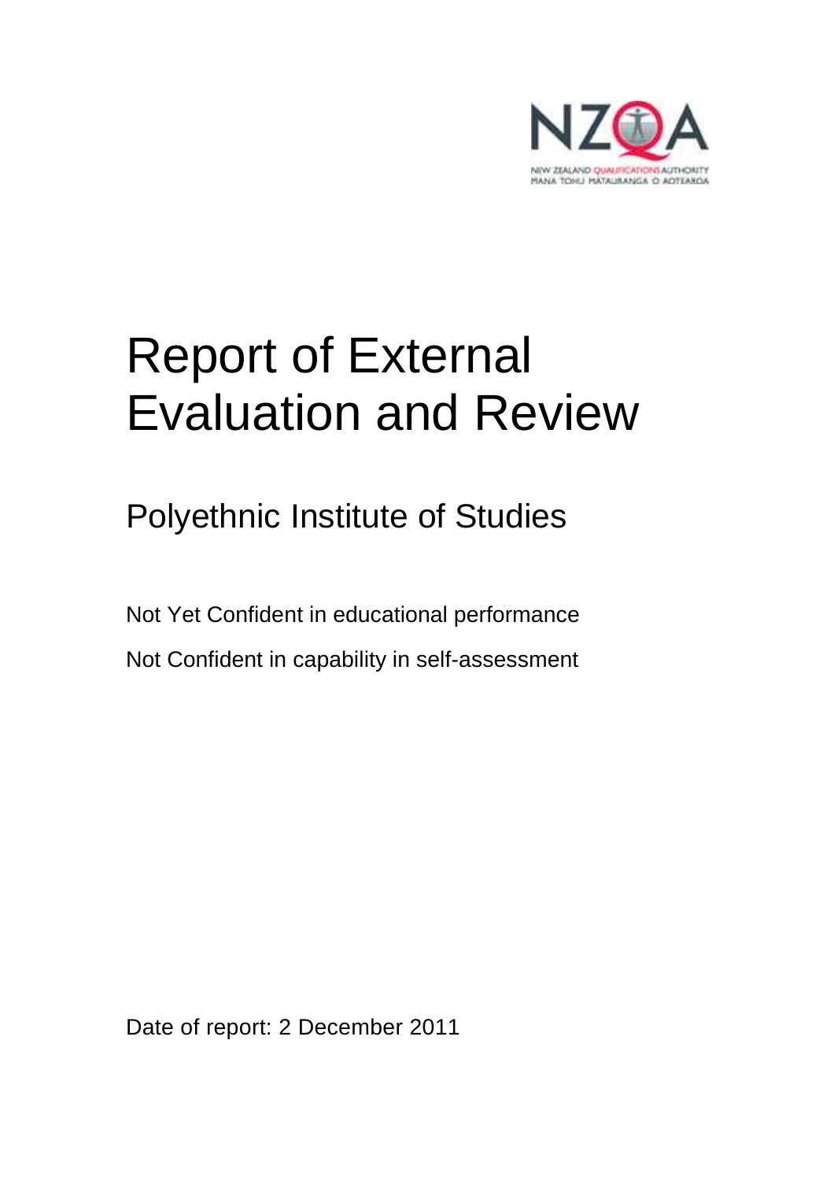NEW ZEALAND QUALIFICATIONS AUTHORITY
MANA TOHU MĀTAURANGA O AOTEAROA

# Report of External Evaluation and Review

## Polyethnic Institute of Studies

Not Yet Confident in educational performance

Not Confident in capability in self-assessment

Date of report: 2 December 2011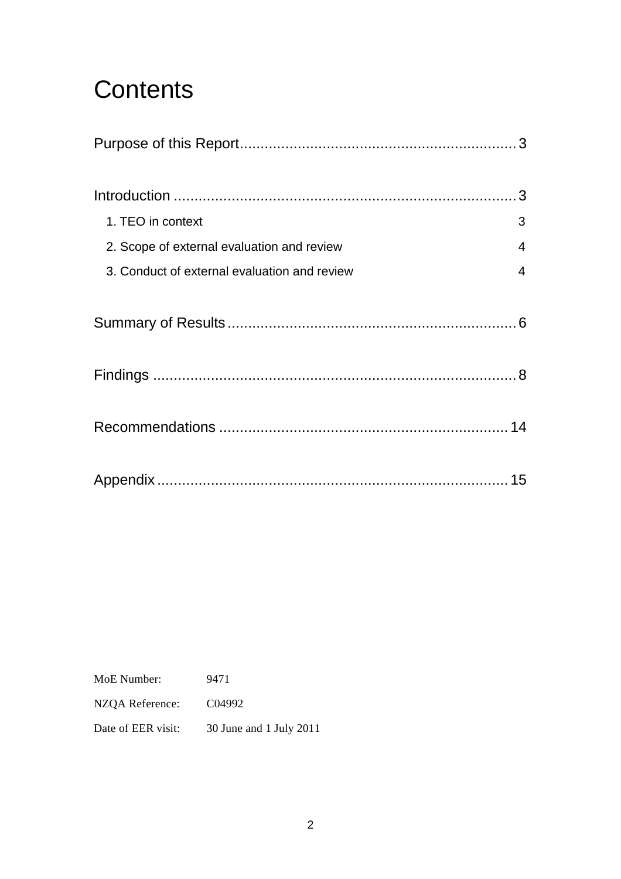# Contents

Purpose of this Report .................................................................. 3

Introduction .................................................................................. 3

1. TEO in context ........................................................................... 3
2. Scope of external evaluation and review ..................................... 4
3. Conduct of external evaluation and review ................................... 4

Summary of Results ....................................................................... 6

Findings ........................................................................................ 8

Recommendations ........................................................................ 14

Appendix ...................................................................................... 15

| | |
|---|---|
| MoE Number: | 9471 |
| NZQA Reference: | C04992 |
| Date of EER visit: | 30 June and 1 July 2011 |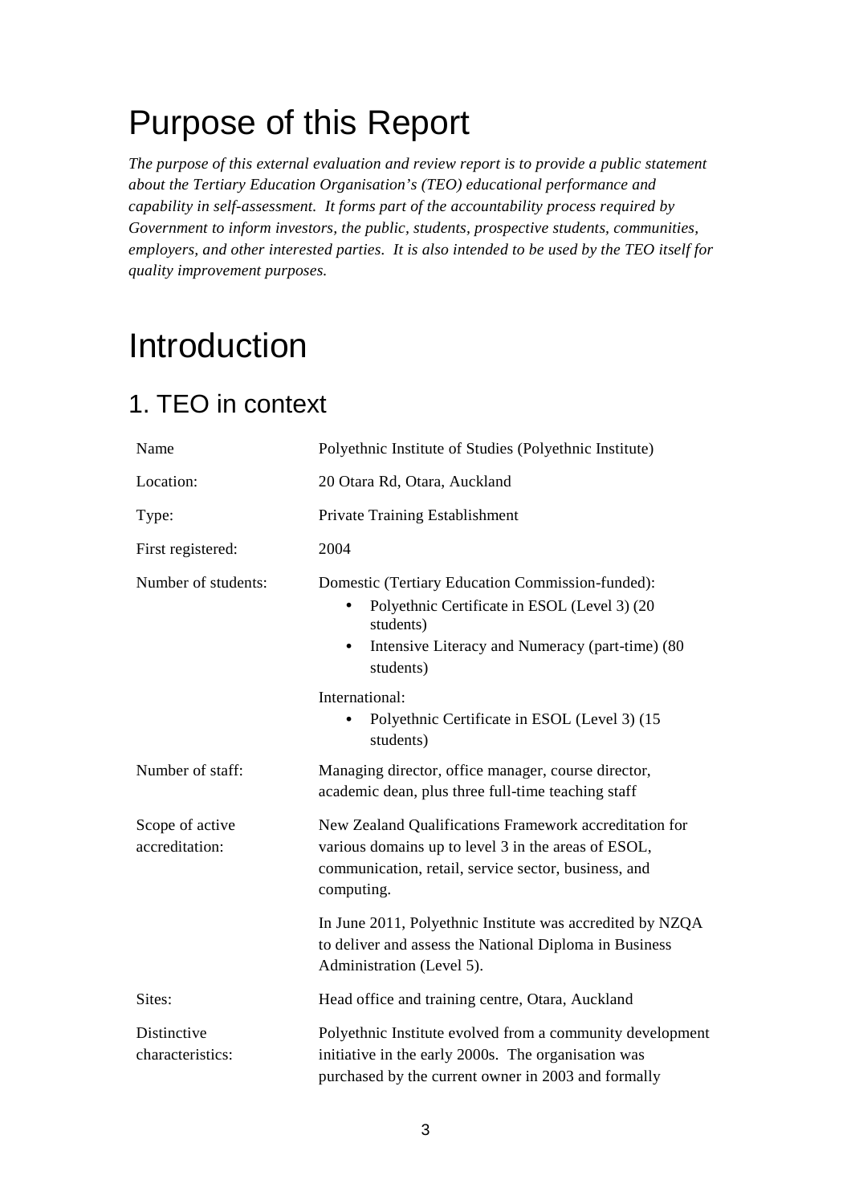# Purpose of this Report

*The purpose of this external evaluation and review report is to provide a public statement about the Tertiary Education Organisation's (TEO) educational performance and capability in self-assessment. It forms part of the accountability process required by Government to inform investors, the public, students, prospective students, communities, employers, and other interested parties. It is also intended to be used by the TEO itself for quality improvement purposes.*

# Introduction

## 1. TEO in context

| | |
|---|---|
| Name | Polyethnic Institute of Studies (Polyethnic Institute) |
| Location: | 20 Otara Rd, Otara, Auckland |
| Type: | Private Training Establishment |
| First registered: | 2004 |
| Number of students: | Domestic (Tertiary Education Commission-funded):<br>• Polyethnic Certificate in ESOL (Level 3) (20 students)<br>• Intensive Literacy and Numeracy (part-time) (80 students)<br><br>International:<br>• Polyethnic Certificate in ESOL (Level 3) (15 students) |
| Number of staff: | Managing director, office manager, course director, academic dean, plus three full-time teaching staff |
| Scope of active accreditation: | New Zealand Qualifications Framework accreditation for various domains up to level 3 in the areas of ESOL, communication, retail, service sector, business, and computing.<br><br>In June 2011, Polyethnic Institute was accredited by NZQA to deliver and assess the National Diploma in Business Administration (Level 5). |
| Sites: | Head office and training centre, Otara, Auckland |
| Distinctive characteristics: | Polyethnic Institute evolved from a community development initiative in the early 2000s. The organisation was purchased by the current owner in 2003 and formally |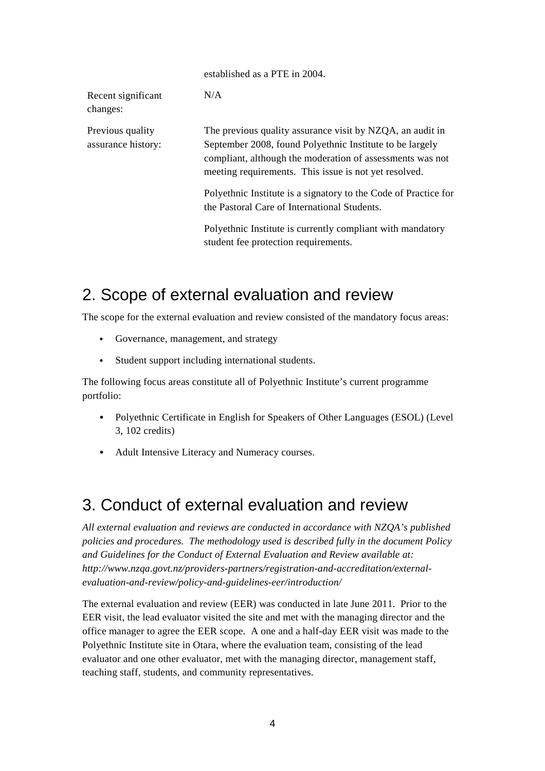|  | established as a PTE in 2004. |
| --- | --- |
| Recent significant changes: | N/A |
| Previous quality assurance history: | The previous quality assurance visit by NZQA, an audit in September 2008, found Polyethnic Institute to be largely compliant, although the moderation of assessments was not meeting requirements. This issue is not yet resolved.<br><br>Polyethnic Institute is a signatory to the Code of Practice for the Pastoral Care of International Students.<br><br>Polyethnic Institute is currently compliant with mandatory student fee protection requirements. |

## 2. Scope of external evaluation and review

The scope for the external evaluation and review consisted of the mandatory focus areas:

- Governance, management, and strategy
- Student support including international students.

The following focus areas constitute all of Polyethnic Institute's current programme portfolio:

- Polyethnic Certificate in English for Speakers of Other Languages (ESOL) (Level 3, 102 credits)
- Adult Intensive Literacy and Numeracy courses.

## 3. Conduct of external evaluation and review

*All external evaluation and reviews are conducted in accordance with NZQA's published policies and procedures. The methodology used is described fully in the document Policy and Guidelines for the Conduct of External Evaluation and Review available at: http://www.nzqa.govt.nz/providers-partners/registration-and-accreditation/external-evaluation-and-review/policy-and-guidelines-eer/introduction/*

The external evaluation and review (EER) was conducted in late June 2011. Prior to the EER visit, the lead evaluator visited the site and met with the managing director and the office manager to agree the EER scope. A one and a half-day EER visit was made to the Polyethnic Institute site in Otara, where the evaluation team, consisting of the lead evaluator and one other evaluator, met with the managing director, management staff, teaching staff, students, and community representatives.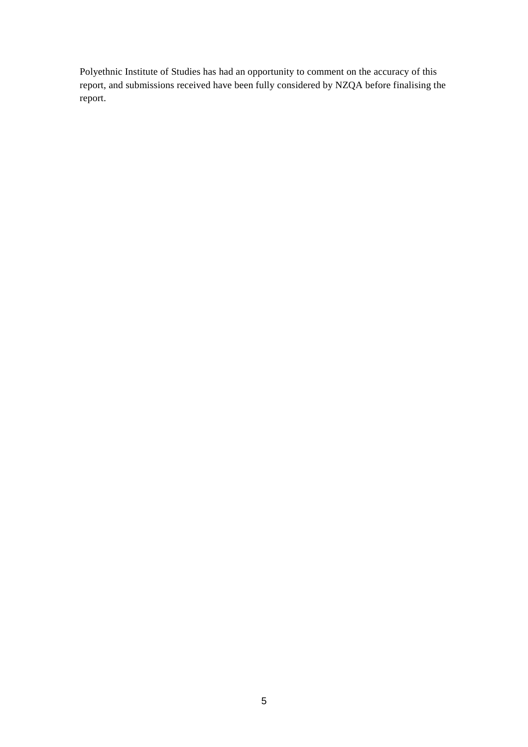Polyethnic Institute of Studies has had an opportunity to comment on the accuracy of this report, and submissions received have been fully considered by NZQA before finalising the report.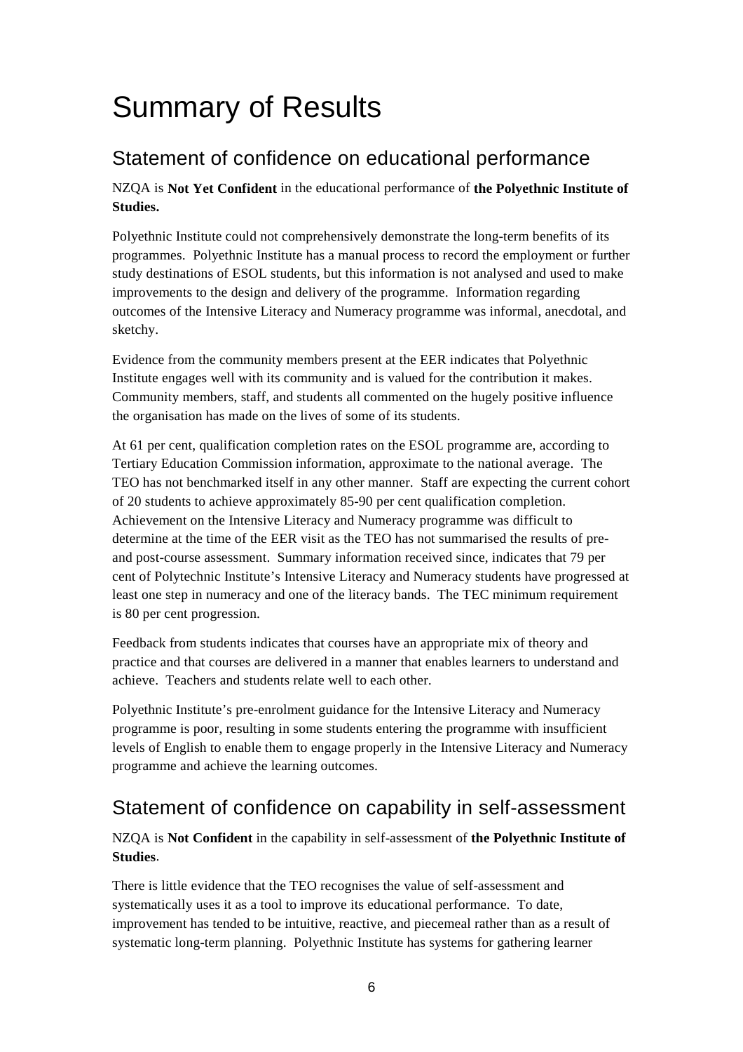# Summary of Results

## Statement of confidence on educational performance

NZQA is **Not Yet Confident** in the educational performance of **the Polyethnic Institute of Studies.**

Polyethnic Institute could not comprehensively demonstrate the long-term benefits of its programmes. Polyethnic Institute has a manual process to record the employment or further study destinations of ESOL students, but this information is not analysed and used to make improvements to the design and delivery of the programme. Information regarding outcomes of the Intensive Literacy and Numeracy programme was informal, anecdotal, and sketchy.

Evidence from the community members present at the EER indicates that Polyethnic Institute engages well with its community and is valued for the contribution it makes. Community members, staff, and students all commented on the hugely positive influence the organisation has made on the lives of some of its students.

At 61 per cent, qualification completion rates on the ESOL programme are, according to Tertiary Education Commission information, approximate to the national average. The TEO has not benchmarked itself in any other manner. Staff are expecting the current cohort of 20 students to achieve approximately 85-90 per cent qualification completion. Achievement on the Intensive Literacy and Numeracy programme was difficult to determine at the time of the EER visit as the TEO has not summarised the results of pre- and post-course assessment. Summary information received since, indicates that 79 per cent of Polytechnic Institute's Intensive Literacy and Numeracy students have progressed at least one step in numeracy and one of the literacy bands. The TEC minimum requirement is 80 per cent progression.

Feedback from students indicates that courses have an appropriate mix of theory and practice and that courses are delivered in a manner that enables learners to understand and achieve. Teachers and students relate well to each other.

Polyethnic Institute's pre-enrolment guidance for the Intensive Literacy and Numeracy programme is poor, resulting in some students entering the programme with insufficient levels of English to enable them to engage properly in the Intensive Literacy and Numeracy programme and achieve the learning outcomes.

## Statement of confidence on capability in self-assessment

NZQA is **Not Confident** in the capability in self-assessment of **the Polyethnic Institute of Studies**.

There is little evidence that the TEO recognises the value of self-assessment and systematically uses it as a tool to improve its educational performance. To date, improvement has tended to be intuitive, reactive, and piecemeal rather than as a result of systematic long-term planning. Polyethnic Institute has systems for gathering learner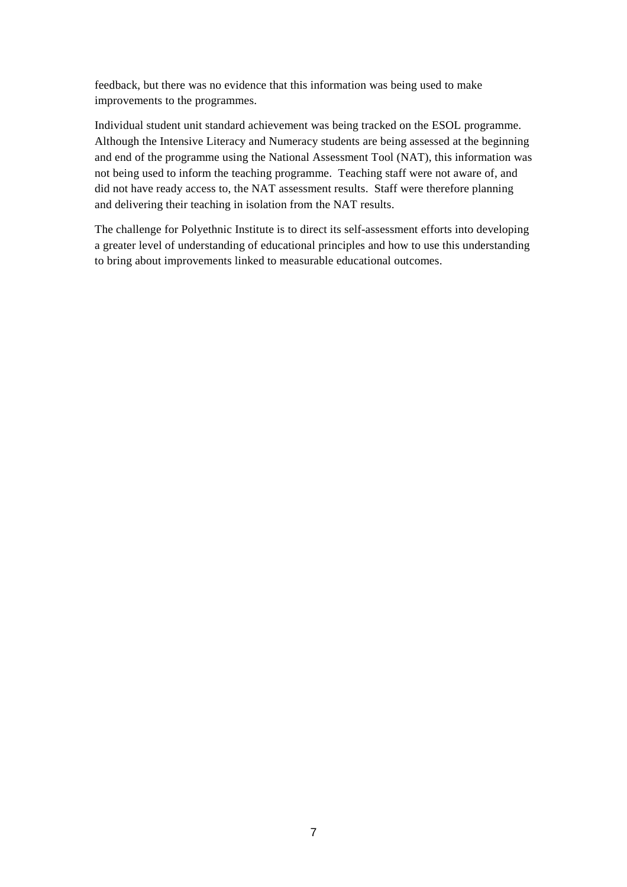feedback, but there was no evidence that this information was being used to make improvements to the programmes.

Individual student unit standard achievement was being tracked on the ESOL programme. Although the Intensive Literacy and Numeracy students are being assessed at the beginning and end of the programme using the National Assessment Tool (NAT), this information was not being used to inform the teaching programme. Teaching staff were not aware of, and did not have ready access to, the NAT assessment results. Staff were therefore planning and delivering their teaching in isolation from the NAT results.

The challenge for Polyethnic Institute is to direct its self-assessment efforts into developing a greater level of understanding of educational principles and how to use this understanding to bring about improvements linked to measurable educational outcomes.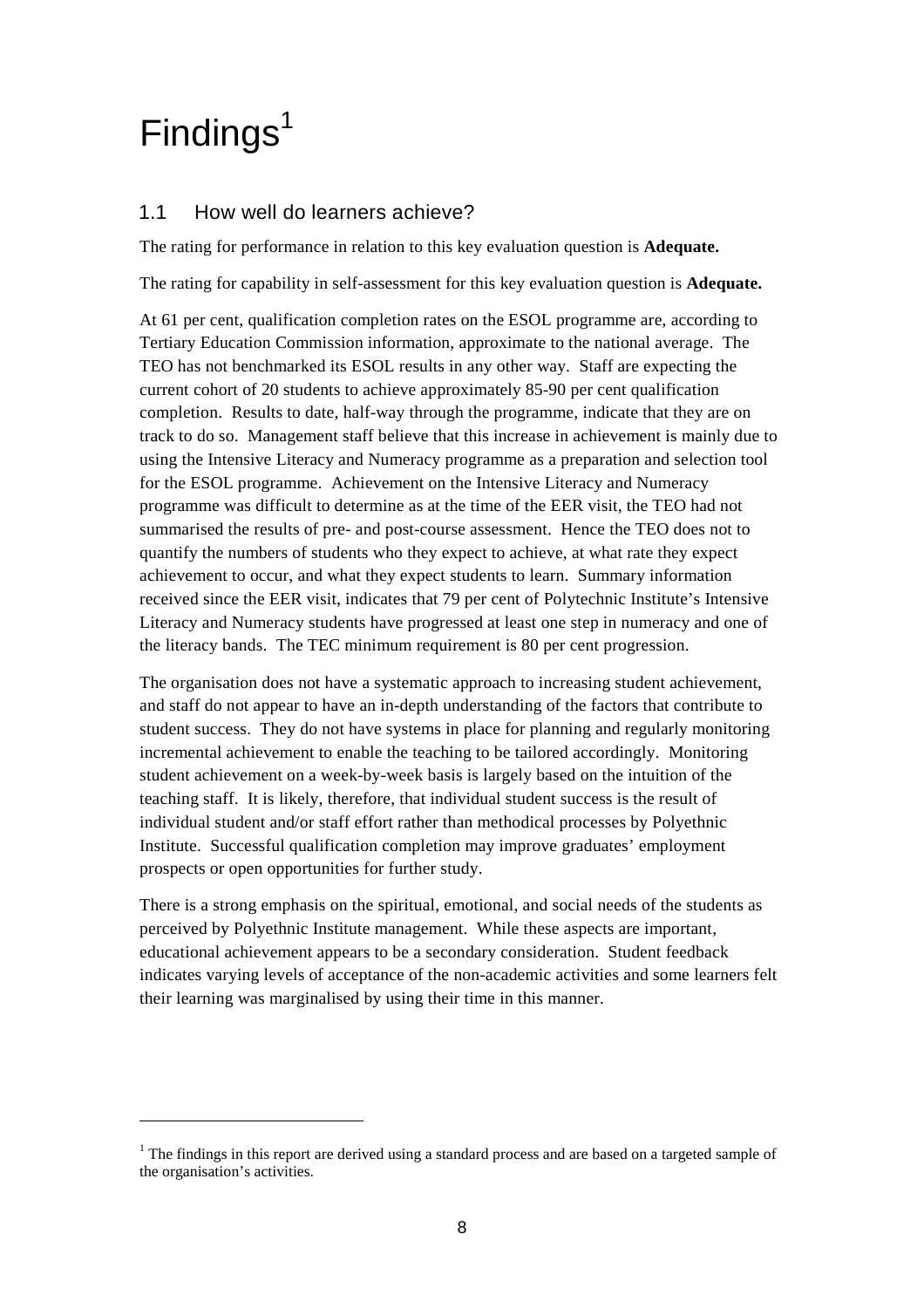# Findings[1]

## 1.1 How well do learners achieve?

The rating for performance in relation to this key evaluation question is **Adequate.**

The rating for capability in self-assessment for this key evaluation question is **Adequate.**

At 61 per cent, qualification completion rates on the ESOL programme are, according to Tertiary Education Commission information, approximate to the national average. The TEO has not benchmarked its ESOL results in any other way. Staff are expecting the current cohort of 20 students to achieve approximately 85-90 per cent qualification completion. Results to date, half-way through the programme, indicate that they are on track to do so. Management staff believe that this increase in achievement is mainly due to using the Intensive Literacy and Numeracy programme as a preparation and selection tool for the ESOL programme. Achievement on the Intensive Literacy and Numeracy programme was difficult to determine as at the time of the EER visit, the TEO had not summarised the results of pre- and post-course assessment. Hence the TEO does not to quantify the numbers of students who they expect to achieve, at what rate they expect achievement to occur, and what they expect students to learn. Summary information received since the EER visit, indicates that 79 per cent of Polytechnic Institute's Intensive Literacy and Numeracy students have progressed at least one step in numeracy and one of the literacy bands. The TEC minimum requirement is 80 per cent progression.

The organisation does not have a systematic approach to increasing student achievement, and staff do not appear to have an in-depth understanding of the factors that contribute to student success. They do not have systems in place for planning and regularly monitoring incremental achievement to enable the teaching to be tailored accordingly. Monitoring student achievement on a week-by-week basis is largely based on the intuition of the teaching staff. It is likely, therefore, that individual student success is the result of individual student and/or staff effort rather than methodical processes by Polyethnic Institute. Successful qualification completion may improve graduates' employment prospects or open opportunities for further study.

There is a strong emphasis on the spiritual, emotional, and social needs of the students as perceived by Polyethnic Institute management. While these aspects are important, educational achievement appears to be a secondary consideration. Student feedback indicates varying levels of acceptance of the non-academic activities and some learners felt their learning was marginalised by using their time in this manner.

---

[1] The findings in this report are derived using a standard process and are based on a targeted sample of the organisation's activities.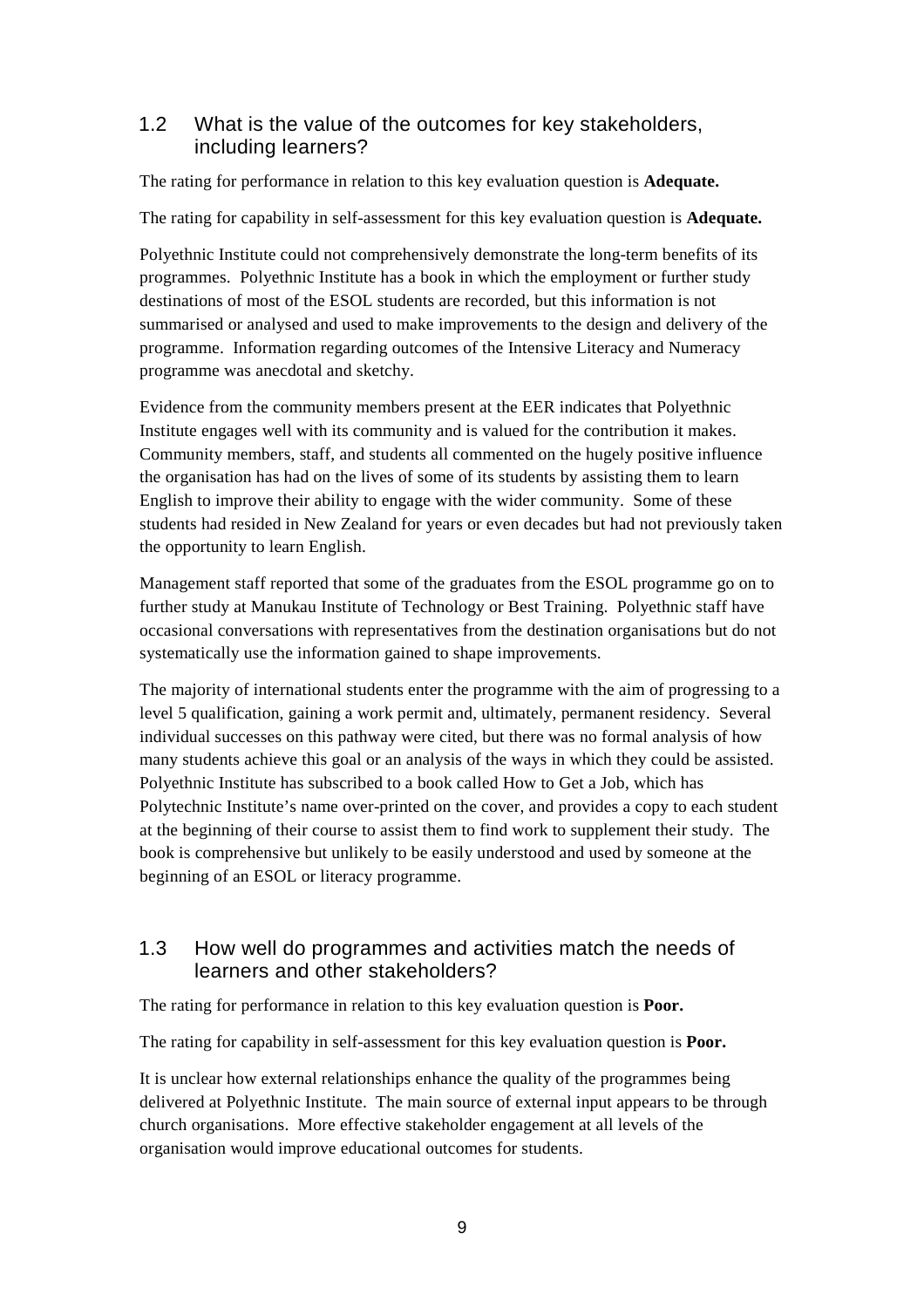## 1.2 What is the value of the outcomes for key stakeholders, including learners?

The rating for performance in relation to this key evaluation question is **Adequate.**

The rating for capability in self-assessment for this key evaluation question is **Adequate.**

Polyethnic Institute could not comprehensively demonstrate the long-term benefits of its programmes. Polyethnic Institute has a book in which the employment or further study destinations of most of the ESOL students are recorded, but this information is not summarised or analysed and used to make improvements to the design and delivery of the programme. Information regarding outcomes of the Intensive Literacy and Numeracy programme was anecdotal and sketchy.

Evidence from the community members present at the EER indicates that Polyethnic Institute engages well with its community and is valued for the contribution it makes. Community members, staff, and students all commented on the hugely positive influence the organisation has had on the lives of some of its students by assisting them to learn English to improve their ability to engage with the wider community. Some of these students had resided in New Zealand for years or even decades but had not previously taken the opportunity to learn English.

Management staff reported that some of the graduates from the ESOL programme go on to further study at Manukau Institute of Technology or Best Training. Polyethnic staff have occasional conversations with representatives from the destination organisations but do not systematically use the information gained to shape improvements.

The majority of international students enter the programme with the aim of progressing to a level 5 qualification, gaining a work permit and, ultimately, permanent residency. Several individual successes on this pathway were cited, but there was no formal analysis of how many students achieve this goal or an analysis of the ways in which they could be assisted. Polyethnic Institute has subscribed to a book called How to Get a Job, which has Polytechnic Institute's name over-printed on the cover, and provides a copy to each student at the beginning of their course to assist them to find work to supplement their study. The book is comprehensive but unlikely to be easily understood and used by someone at the beginning of an ESOL or literacy programme.

## 1.3 How well do programmes and activities match the needs of learners and other stakeholders?

The rating for performance in relation to this key evaluation question is **Poor.**

The rating for capability in self-assessment for this key evaluation question is **Poor.**

It is unclear how external relationships enhance the quality of the programmes being delivered at Polyethnic Institute. The main source of external input appears to be through church organisations. More effective stakeholder engagement at all levels of the organisation would improve educational outcomes for students.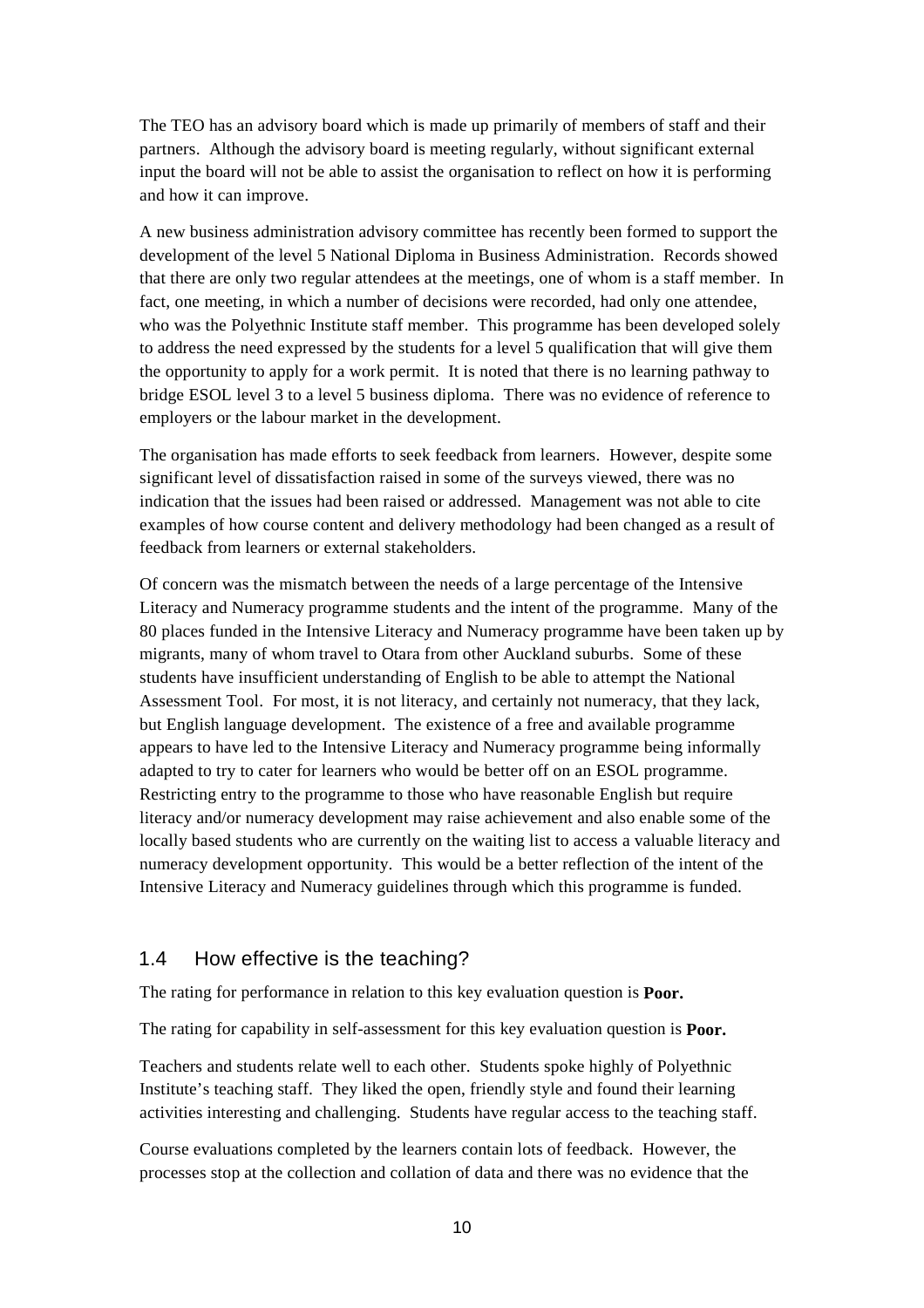The TEO has an advisory board which is made up primarily of members of staff and their partners. Although the advisory board is meeting regularly, without significant external input the board will not be able to assist the organisation to reflect on how it is performing and how it can improve.

A new business administration advisory committee has recently been formed to support the development of the level 5 National Diploma in Business Administration. Records showed that there are only two regular attendees at the meetings, one of whom is a staff member. In fact, one meeting, in which a number of decisions were recorded, had only one attendee, who was the Polyethnic Institute staff member. This programme has been developed solely to address the need expressed by the students for a level 5 qualification that will give them the opportunity to apply for a work permit. It is noted that there is no learning pathway to bridge ESOL level 3 to a level 5 business diploma. There was no evidence of reference to employers or the labour market in the development.

The organisation has made efforts to seek feedback from learners. However, despite some significant level of dissatisfaction raised in some of the surveys viewed, there was no indication that the issues had been raised or addressed. Management was not able to cite examples of how course content and delivery methodology had been changed as a result of feedback from learners or external stakeholders.

Of concern was the mismatch between the needs of a large percentage of the Intensive Literacy and Numeracy programme students and the intent of the programme. Many of the 80 places funded in the Intensive Literacy and Numeracy programme have been taken up by migrants, many of whom travel to Otara from other Auckland suburbs. Some of these students have insufficient understanding of English to be able to attempt the National Assessment Tool. For most, it is not literacy, and certainly not numeracy, that they lack, but English language development. The existence of a free and available programme appears to have led to the Intensive Literacy and Numeracy programme being informally adapted to try to cater for learners who would be better off on an ESOL programme. Restricting entry to the programme to those who have reasonable English but require literacy and/or numeracy development may raise achievement and also enable some of the locally based students who are currently on the waiting list to access a valuable literacy and numeracy development opportunity. This would be a better reflection of the intent of the Intensive Literacy and Numeracy guidelines through which this programme is funded.

## 1.4 How effective is the teaching?

The rating for performance in relation to this key evaluation question is **Poor.**

The rating for capability in self-assessment for this key evaluation question is **Poor.**

Teachers and students relate well to each other. Students spoke highly of Polyethnic Institute's teaching staff. They liked the open, friendly style and found their learning activities interesting and challenging. Students have regular access to the teaching staff.

Course evaluations completed by the learners contain lots of feedback. However, the processes stop at the collection and collation of data and there was no evidence that the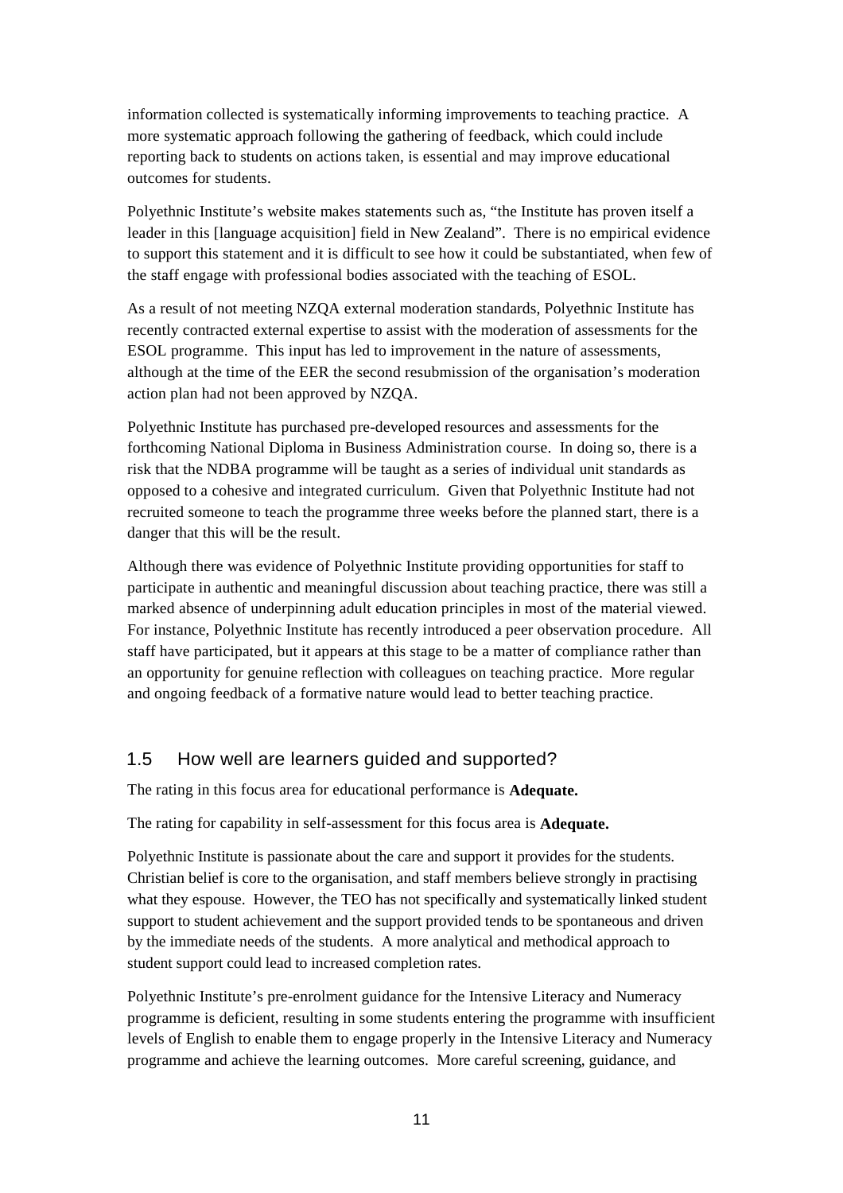information collected is systematically informing improvements to teaching practice. A more systematic approach following the gathering of feedback, which could include reporting back to students on actions taken, is essential and may improve educational outcomes for students.

Polyethnic Institute's website makes statements such as, "the Institute has proven itself a leader in this [language acquisition] field in New Zealand". There is no empirical evidence to support this statement and it is difficult to see how it could be substantiated, when few of the staff engage with professional bodies associated with the teaching of ESOL.

As a result of not meeting NZQA external moderation standards, Polyethnic Institute has recently contracted external expertise to assist with the moderation of assessments for the ESOL programme. This input has led to improvement in the nature of assessments, although at the time of the EER the second resubmission of the organisation's moderation action plan had not been approved by NZQA.

Polyethnic Institute has purchased pre-developed resources and assessments for the forthcoming National Diploma in Business Administration course. In doing so, there is a risk that the NDBA programme will be taught as a series of individual unit standards as opposed to a cohesive and integrated curriculum. Given that Polyethnic Institute had not recruited someone to teach the programme three weeks before the planned start, there is a danger that this will be the result.

Although there was evidence of Polyethnic Institute providing opportunities for staff to participate in authentic and meaningful discussion about teaching practice, there was still a marked absence of underpinning adult education principles in most of the material viewed. For instance, Polyethnic Institute has recently introduced a peer observation procedure. All staff have participated, but it appears at this stage to be a matter of compliance rather than an opportunity for genuine reflection with colleagues on teaching practice. More regular and ongoing feedback of a formative nature would lead to better teaching practice.

## 1.5 How well are learners guided and supported?

The rating in this focus area for educational performance is **Adequate.**

The rating for capability in self-assessment for this focus area is **Adequate.**

Polyethnic Institute is passionate about the care and support it provides for the students. Christian belief is core to the organisation, and staff members believe strongly in practising what they espouse. However, the TEO has not specifically and systematically linked student support to student achievement and the support provided tends to be spontaneous and driven by the immediate needs of the students. A more analytical and methodical approach to student support could lead to increased completion rates.

Polyethnic Institute's pre-enrolment guidance for the Intensive Literacy and Numeracy programme is deficient, resulting in some students entering the programme with insufficient levels of English to enable them to engage properly in the Intensive Literacy and Numeracy programme and achieve the learning outcomes. More careful screening, guidance, and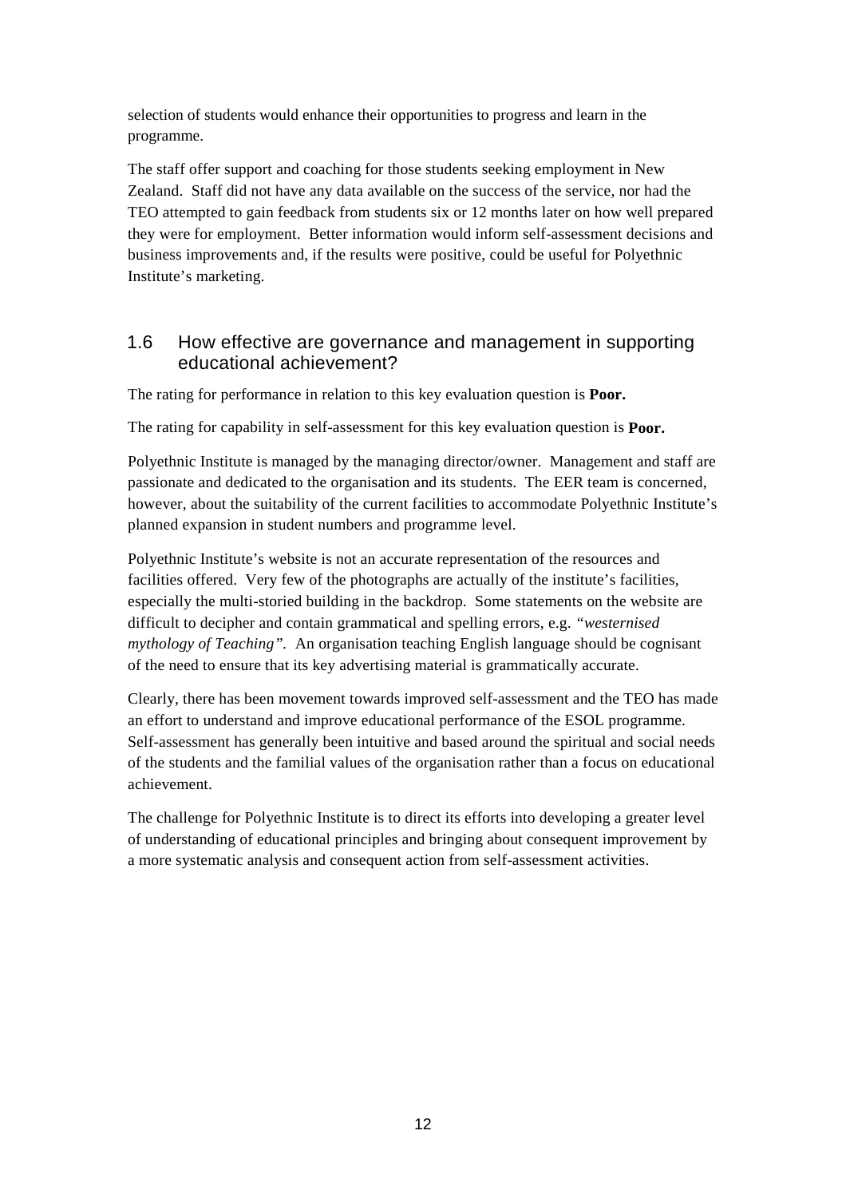selection of students would enhance their opportunities to progress and learn in the programme.

The staff offer support and coaching for those students seeking employment in New Zealand. Staff did not have any data available on the success of the service, nor had the TEO attempted to gain feedback from students six or 12 months later on how well prepared they were for employment. Better information would inform self-assessment decisions and business improvements and, if the results were positive, could be useful for Polyethnic Institute's marketing.

## 1.6 How effective are governance and management in supporting educational achievement?

The rating for performance in relation to this key evaluation question is **Poor.**

The rating for capability in self-assessment for this key evaluation question is **Poor.**

Polyethnic Institute is managed by the managing director/owner. Management and staff are passionate and dedicated to the organisation and its students. The EER team is concerned, however, about the suitability of the current facilities to accommodate Polyethnic Institute's planned expansion in student numbers and programme level.

Polyethnic Institute's website is not an accurate representation of the resources and facilities offered. Very few of the photographs are actually of the institute's facilities, especially the multi-storied building in the backdrop. Some statements on the website are difficult to decipher and contain grammatical and spelling errors, e.g. *"westernised mythology of Teaching"*. An organisation teaching English language should be cognisant of the need to ensure that its key advertising material is grammatically accurate.

Clearly, there has been movement towards improved self-assessment and the TEO has made an effort to understand and improve educational performance of the ESOL programme. Self-assessment has generally been intuitive and based around the spiritual and social needs of the students and the familial values of the organisation rather than a focus on educational achievement.

The challenge for Polyethnic Institute is to direct its efforts into developing a greater level of understanding of educational principles and bringing about consequent improvement by a more systematic analysis and consequent action from self-assessment activities.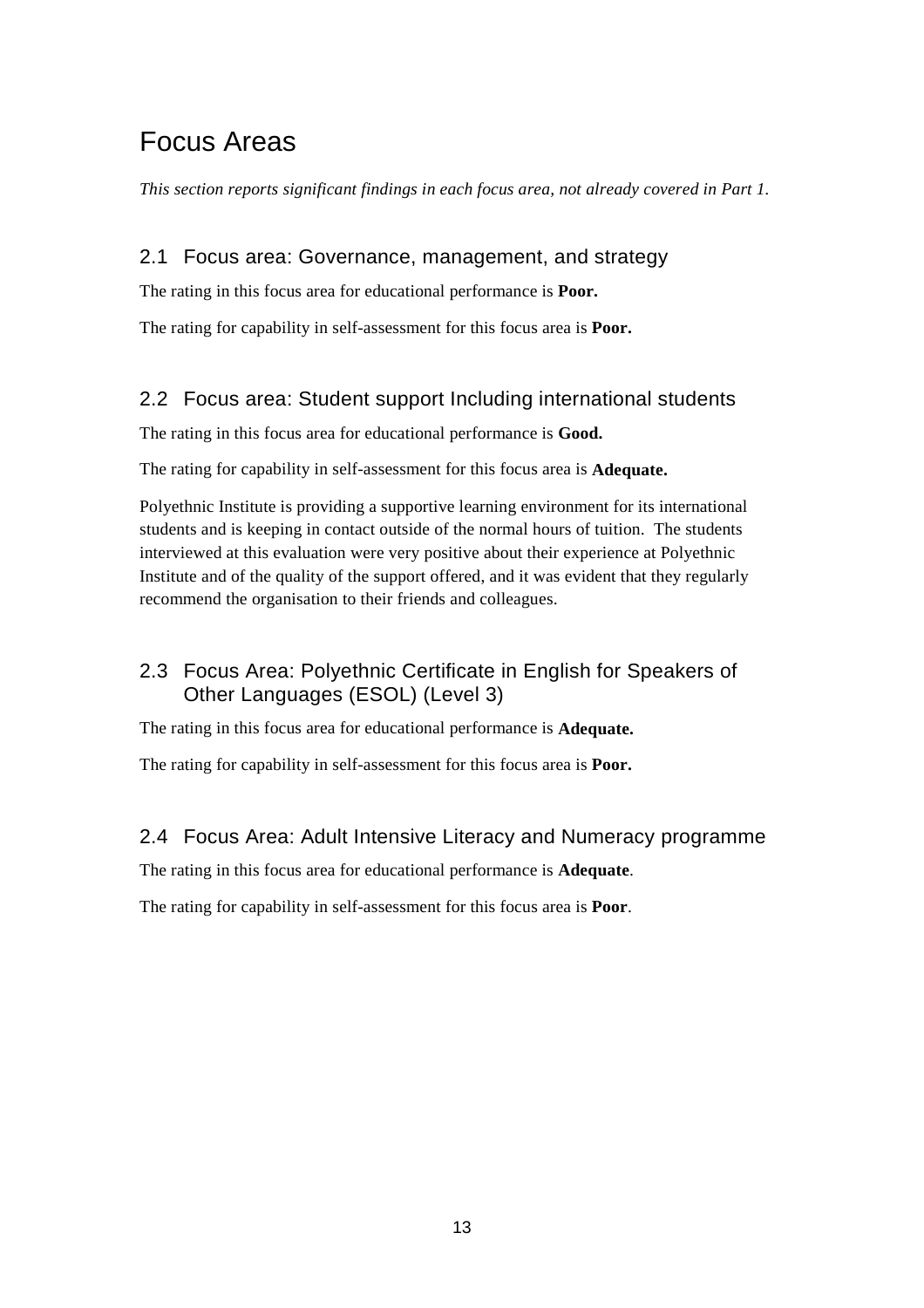# Focus Areas

*This section reports significant findings in each focus area, not already covered in Part 1.*

## 2.1 Focus area: Governance, management, and strategy

The rating in this focus area for educational performance is **Poor.**

The rating for capability in self-assessment for this focus area is **Poor.**

## 2.2 Focus area: Student support Including international students

The rating in this focus area for educational performance is **Good.**

The rating for capability in self-assessment for this focus area is **Adequate.**

Polyethnic Institute is providing a supportive learning environment for its international students and is keeping in contact outside of the normal hours of tuition. The students interviewed at this evaluation were very positive about their experience at Polyethnic Institute and of the quality of the support offered, and it was evident that they regularly recommend the organisation to their friends and colleagues.

## 2.3 Focus Area: Polyethnic Certificate in English for Speakers of Other Languages (ESOL) (Level 3)

The rating in this focus area for educational performance is **Adequate.**

The rating for capability in self-assessment for this focus area is **Poor.**

## 2.4 Focus Area: Adult Intensive Literacy and Numeracy programme

The rating in this focus area for educational performance is **Adequate**.

The rating for capability in self-assessment for this focus area is **Poor**.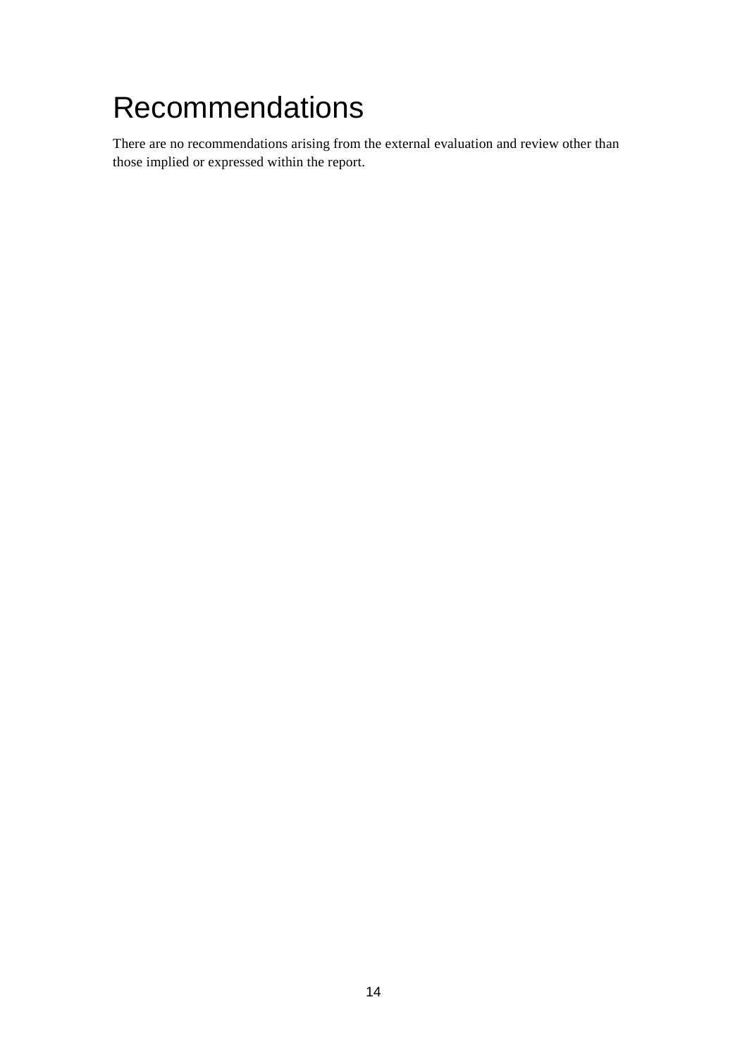# Recommendations

There are no recommendations arising from the external evaluation and review other than those implied or expressed within the report.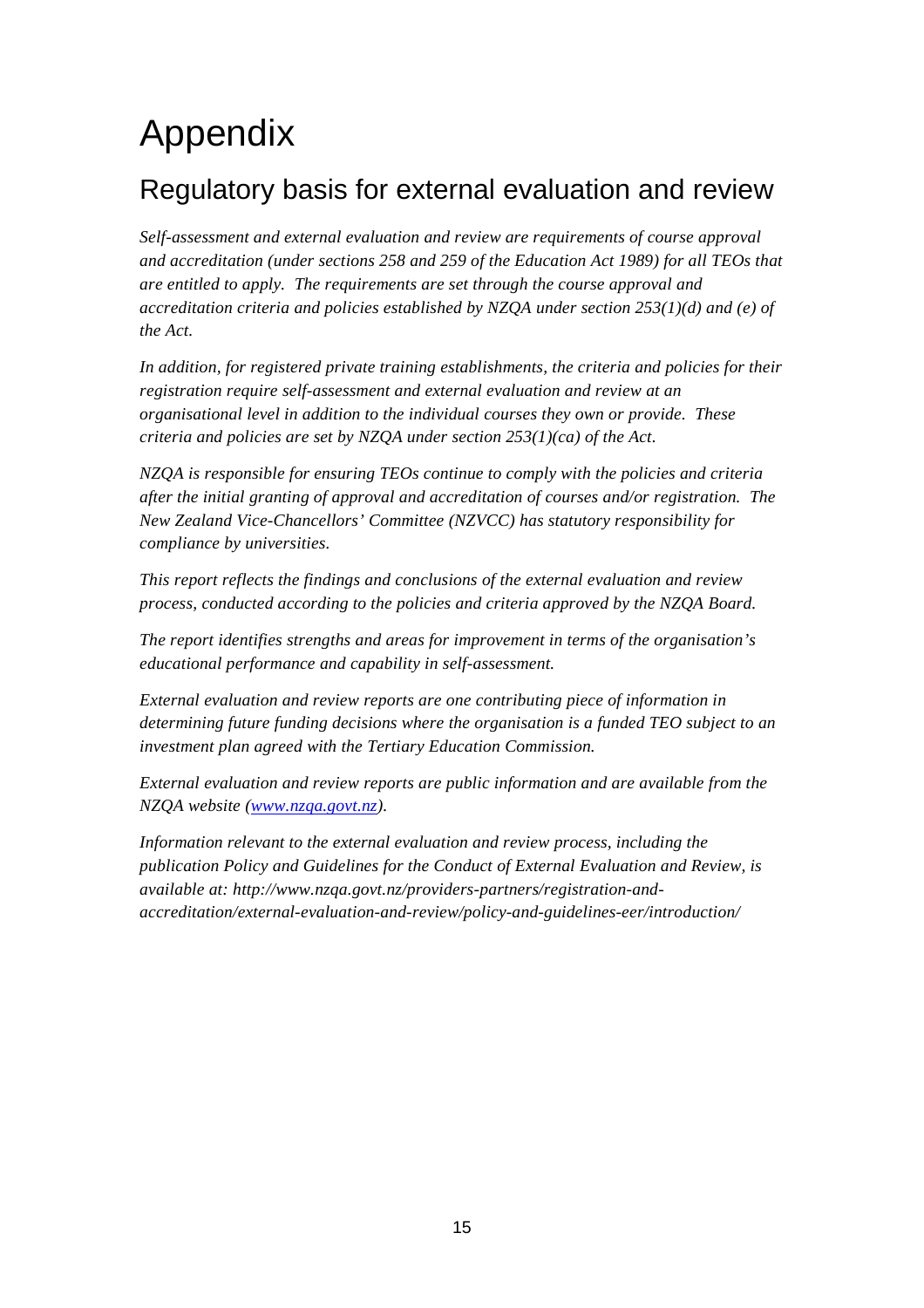# Appendix

## Regulatory basis for external evaluation and review

*Self-assessment and external evaluation and review are requirements of course approval and accreditation (under sections 258 and 259 of the Education Act 1989) for all TEOs that are entitled to apply. The requirements are set through the course approval and accreditation criteria and policies established by NZQA under section 253(1)(d) and (e) of the Act.*

*In addition, for registered private training establishments, the criteria and policies for their registration require self-assessment and external evaluation and review at an organisational level in addition to the individual courses they own or provide. These criteria and policies are set by NZQA under section 253(1)(ca) of the Act.*

*NZQA is responsible for ensuring TEOs continue to comply with the policies and criteria after the initial granting of approval and accreditation of courses and/or registration. The New Zealand Vice-Chancellors' Committee (NZVCC) has statutory responsibility for compliance by universities.*

*This report reflects the findings and conclusions of the external evaluation and review process, conducted according to the policies and criteria approved by the NZQA Board.*

*The report identifies strengths and areas for improvement in terms of the organisation's educational performance and capability in self-assessment.*

*External evaluation and review reports are one contributing piece of information in determining future funding decisions where the organisation is a funded TEO subject to an investment plan agreed with the Tertiary Education Commission.*

*External evaluation and review reports are public information and are available from the NZQA website ([www.nzqa.govt.nz](http://www.nzqa.govt.nz)).*

*Information relevant to the external evaluation and review process, including the publication Policy and Guidelines for the Conduct of External Evaluation and Review, is available at: http://www.nzqa.govt.nz/providers-partners/registration-and-accreditation/external-evaluation-and-review/policy-and-guidelines-eer/introduction/*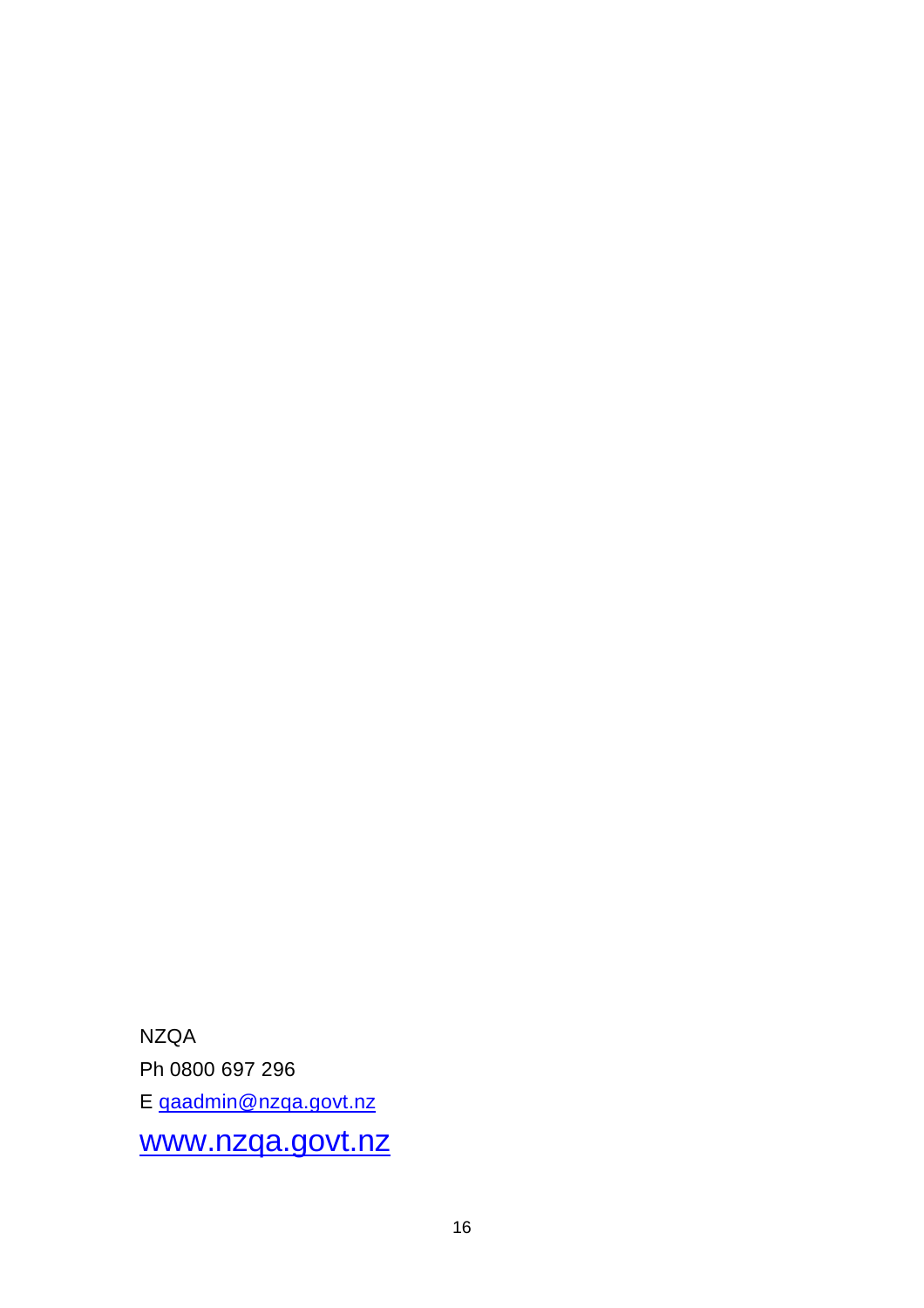NZQA

Ph 0800 697 296

E [qaadmin@nzqa.govt.nz](mailto:qaadmin@nzqa.govt.nz)

[www.nzqa.govt.nz](http://www.nzqa.govt.nz)